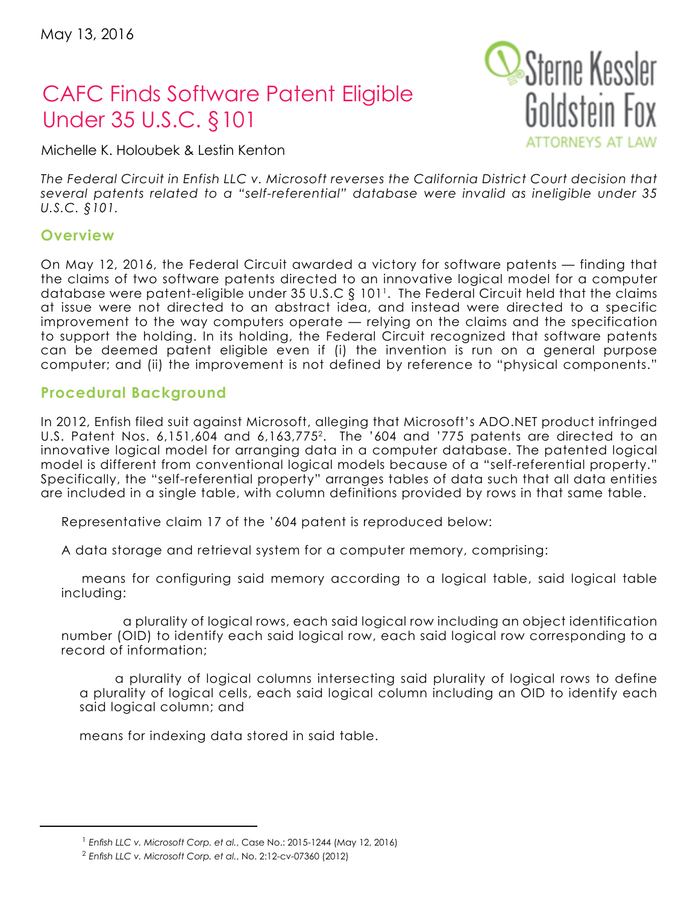May 13, 2016

Sterne Kessler Goldstein Fox
ATTORNEYS AT LAW

# CAFC Finds Software Patent Eligible Under 35 U.S.C. §101

Michelle K. Holoubek & Lestin Kenton

*The Federal Circuit in Enfish LLC v. Microsoft reverses the California District Court decision that several patents related to a "self-referential" database were invalid as ineligible under 35 U.S.C. §101.*

## Overview

On May 12, 2016, the Federal Circuit awarded a victory for software patents — finding that the claims of two software patents directed to an innovative logical model for a computer database were patent-eligible under 35 U.S.C § 101[1]. The Federal Circuit held that the claims at issue were not directed to an abstract idea, and instead were directed to a specific improvement to the way computers operate — relying on the claims and the specification to support the holding. In its holding, the Federal Circuit recognized that software patents can be deemed patent eligible even if (i) the invention is run on a general purpose computer; and (ii) the improvement is not defined by reference to "physical components."

## Procedural Background

In 2012, Enfish filed suit against Microsoft, alleging that Microsoft's ADO.NET product infringed U.S. Patent Nos. 6,151,604 and 6,163,775[2]. The '604 and '775 patents are directed to an innovative logical model for arranging data in a computer database. The patented logical model is different from conventional logical models because of a "self-referential property." Specifically, the "self-referential property" arranges tables of data such that all data entities are included in a single table, with column definitions provided by rows in that same table.

Representative claim 17 of the '604 patent is reproduced below:

A data storage and retrieval system for a computer memory, comprising:

means for configuring said memory according to a logical table, said logical table including:

a plurality of logical rows, each said logical row including an object identification number (OID) to identify each said logical row, each said logical row corresponding to a record of information;

a plurality of logical columns intersecting said plurality of logical rows to define a plurality of logical cells, each said logical column including an OID to identify each said logical column; and

means for indexing data stored in said table.

---

[1] *Enfish LLC v. Microsoft Corp. et al.*, Case No.: 2015-1244 (May 12, 2016)

[2] *Enfish LLC v. Microsoft Corp. et al.*, No. 2:12-cv-07360 (2012)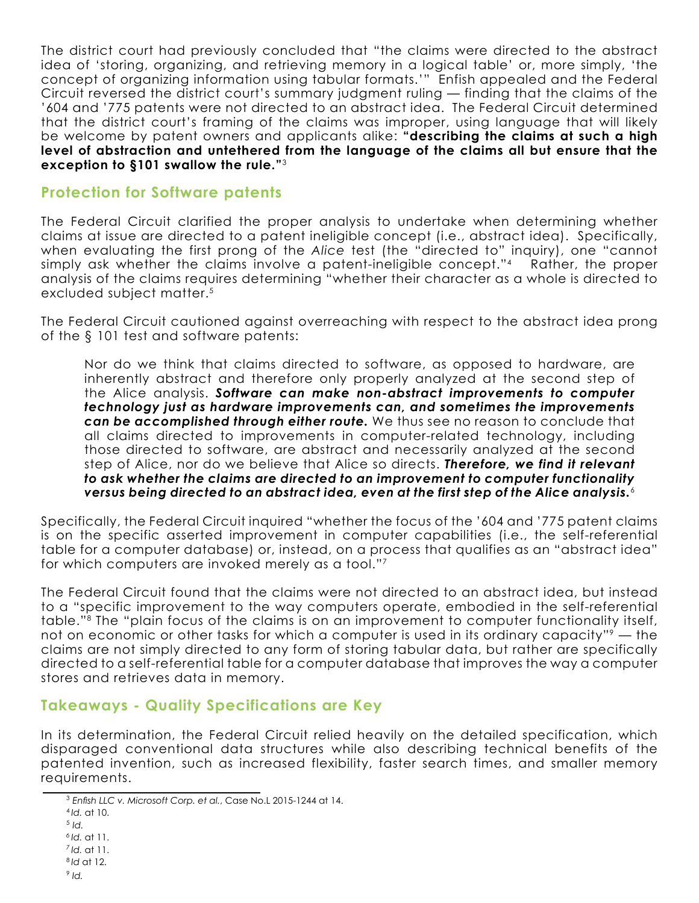The district court had previously concluded that "the claims were directed to the abstract idea of 'storing, organizing, and retrieving memory in a logical table' or, more simply, 'the concept of organizing information using tabular formats.'" Enfish appealed and the Federal Circuit reversed the district court's summary judgment ruling — finding that the claims of the '604 and '775 patents were not directed to an abstract idea. The Federal Circuit determined that the district court's framing of the claims was improper, using language that will likely be welcome by patent owners and applicants alike: **"describing the claims at such a high level of abstraction and untethered from the language of the claims all but ensure that the exception to §101 swallow the rule."**[3]

## Protection for Software patents

The Federal Circuit clarified the proper analysis to undertake when determining whether claims at issue are directed to a patent ineligible concept (i.e., abstract idea). Specifically, when evaluating the first prong of the *Alice* test (the "directed to" inquiry), one "cannot simply ask whether the claims involve a patent-ineligible concept."[4] Rather, the proper analysis of the claims requires determining "whether their character as a whole is directed to excluded subject matter.[5]

The Federal Circuit cautioned against overreaching with respect to the abstract idea prong of the § 101 test and software patents:

> Nor do we think that claims directed to software, as opposed to hardware, are inherently abstract and therefore only properly analyzed at the second step of the Alice analysis. ***Software can make non-abstract improvements to computer technology just as hardware improvements can, and sometimes the improvements can be accomplished through either route.*** We thus see no reason to conclude that all claims directed to improvements in computer-related technology, including those directed to software, are abstract and necessarily analyzed at the second step of Alice, nor do we believe that Alice so directs. ***Therefore, we find it relevant to ask whether the claims are directed to an improvement to computer functionality versus being directed to an abstract idea, even at the first step of the Alice analysis.***[6]

Specifically, the Federal Circuit inquired "whether the focus of the '604 and '775 patent claims is on the specific asserted improvement in computer capabilities (i.e., the self-referential table for a computer database) or, instead, on a process that qualifies as an "abstract idea" for which computers are invoked merely as a tool."[7]

The Federal Circuit found that the claims were not directed to an abstract idea, but instead to a "specific improvement to the way computers operate, embodied in the self-referential table."[8] The "plain focus of the claims is on an improvement to computer functionality itself, not on economic or other tasks for which a computer is used in its ordinary capacity"[9] — the claims are not simply directed to any form of storing tabular data, but rather are specifically directed to a self-referential table for a computer database that improves the way a computer stores and retrieves data in memory.

## Takeaways - Quality Specifications are Key

In its determination, the Federal Circuit relied heavily on the detailed specification, which disparaged conventional data structures while also describing technical benefits of the patented invention, such as increased flexibility, faster search times, and smaller memory requirements.

---

[3] *Enfish LLC v. Microsoft Corp. et al.*, Case No.L 2015-1244 at 14.

[4] *Id*. at 10.

[5] *Id.*

[6] *Id.* at 11.

[7] *Id.* at 11.

[8] *Id* at 12.

[9] *Id.*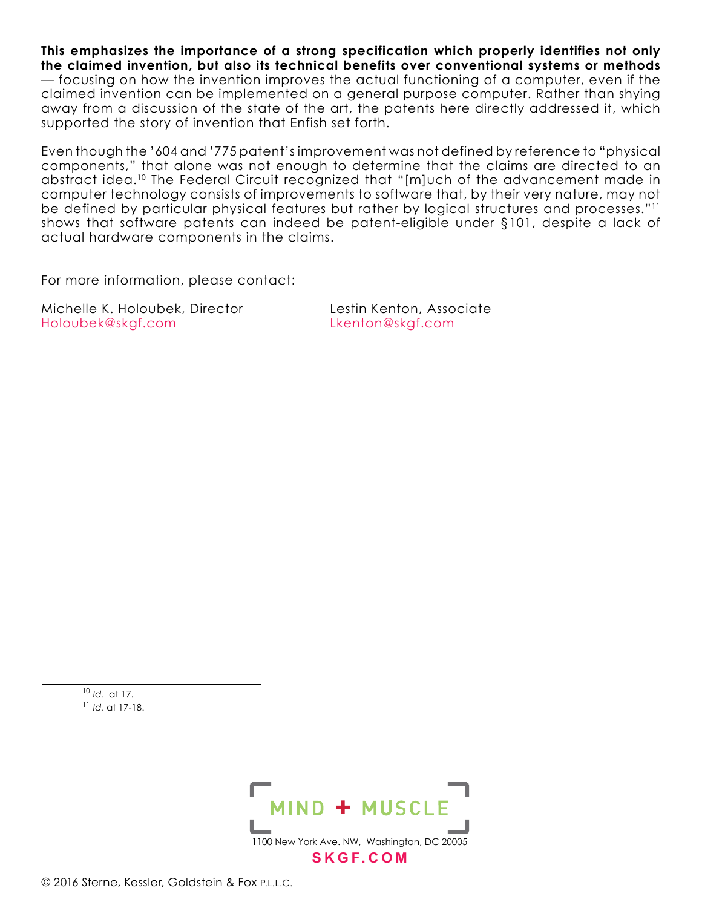**This emphasizes the importance of a strong specification which properly identifies not only the claimed invention, but also its technical benefits over conventional systems or methods** — focusing on how the invention improves the actual functioning of a computer, even if the claimed invention can be implemented on a general purpose computer. Rather than shying away from a discussion of the state of the art, the patents here directly addressed it, which supported the story of invention that Enfish set forth.

Even though the '604 and '775 patent's improvement was not defined by reference to "physical components," that alone was not enough to determine that the claims are directed to an abstract idea.[10] The Federal Circuit recognized that "[m]uch of the advancement made in computer technology consists of improvements to software that, by their very nature, may not be defined by particular physical features but rather by logical structures and processes."[11] shows that software patents can indeed be patent-eligible under §101, despite a lack of actual hardware components in the claims.

For more information, please contact:

Michelle K. Holoubek, Director
Holoubek@skgf.com

Lestin Kenton, Associate
Lkenton@skgf.com

[10] *Id.* at 17.
[11] *Id.* at 17-18.

MIND + MUSCLE
1100 New York Ave. NW, Washington, DC 20005
SKGF.COM

© 2016 Sterne, Kessler, Goldstein & Fox P.L.L.C.